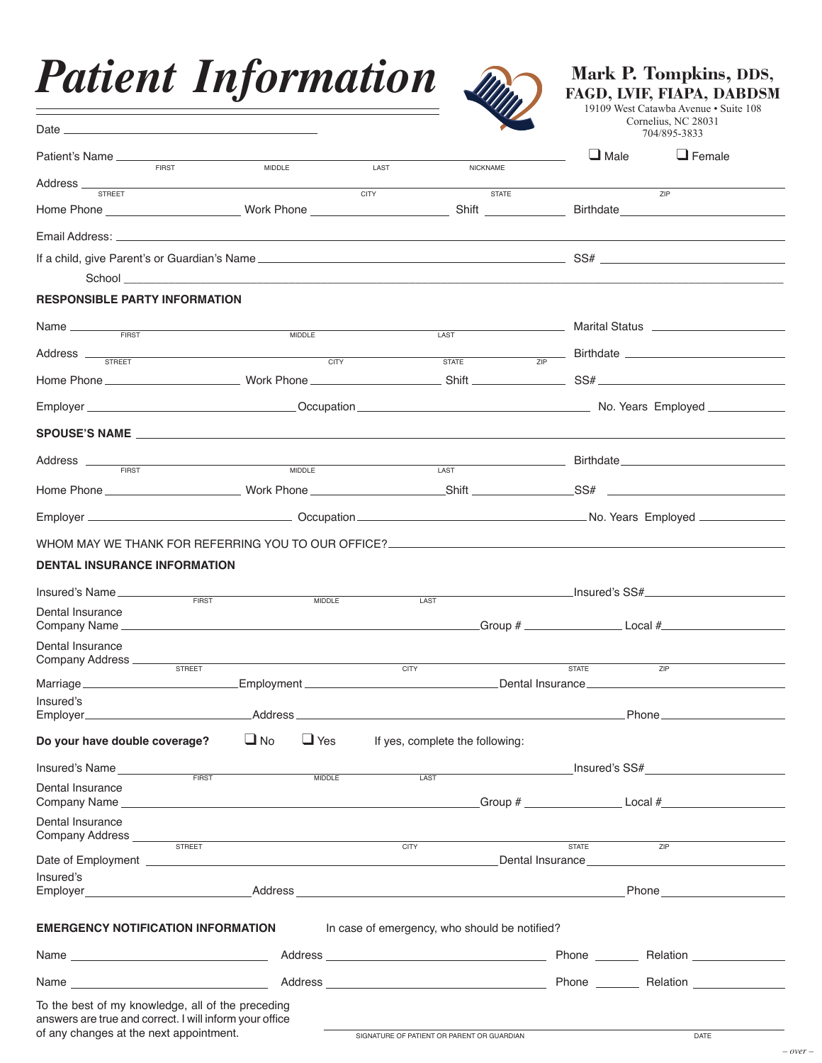# Patient Information

**Mark P. Tompkins, DDS, FAGD, LVIF, FIAPA, DABDSM**
19109 West Catawba Avenue • Suite 108
Cornelius, NC 28031
704/895-3833

Date ______________________

Patient's Name ______________________ (FIRST) (MIDDLE) (LAST) (NICKNAME) ❑ Male ❑ Female

Address ______________________ (STREET) (CITY) (STATE) (ZIP)

Home Phone __________ Work Phone __________ Shift __________ Birthdate __________

Email Address: ______________________

If a child, give Parent's or Guardian's Name ______________________ SS# __________

School ______________________

## RESPONSIBLE PARTY INFORMATION

Name ______________________ (FIRST) (MIDDLE) (LAST) Marital Status __________

Address ______________________ (STREET) (CITY) (STATE) (ZIP) Birthdate __________

Home Phone __________ Work Phone __________ Shift __________ SS# __________

Employer __________ Occupation __________ No. Years Employed __________

**SPOUSE'S NAME** ______________________

Address ______________________ (FIRST) (MIDDLE) (LAST) Birthdate __________

Home Phone __________ Work Phone __________ Shift __________ SS# __________

Employer __________ Occupation __________ No. Years Employed __________

WHOM MAY WE THANK FOR REFERRING YOU TO OUR OFFICE? ______________________

## DENTAL INSURANCE INFORMATION

Insured's Name ______________________ (FIRST) (MIDDLE) (LAST) Insured's SS# __________

Dental Insurance Company Name ______________________ Group # __________ Local # __________

Dental Insurance Company Address ______________________ (STREET) (CITY) (STATE) (ZIP)

Marriage __________ Employment __________ Dental Insurance __________

Insured's Employer __________ Address __________ Phone __________

**Do your have double coverage?** ❑ No ❑ Yes If yes, complete the following:

Insured's Name ______________________ (FIRST) (MIDDLE) (LAST) Insured's SS# __________

Dental Insurance Company Name ______________________ Group # __________ Local # __________

Dental Insurance Company Address ______________________ (STREET) (CITY) (STATE) (ZIP)

Date of Employment __________ Dental Insurance __________

Insured's Employer __________ Address __________ Phone __________

## EMERGENCY NOTIFICATION INFORMATION

In case of emergency, who should be notified?

Name __________ Address __________ Phone __________ Relation __________

Name __________ Address __________ Phone __________ Relation __________

To the best of my knowledge, all of the preceding answers are true and correct. I will inform your office of any changes at the next appointment.

______________________ SIGNATURE OF PATIENT OR PARENT OR GUARDIAN __________ DATE

– over –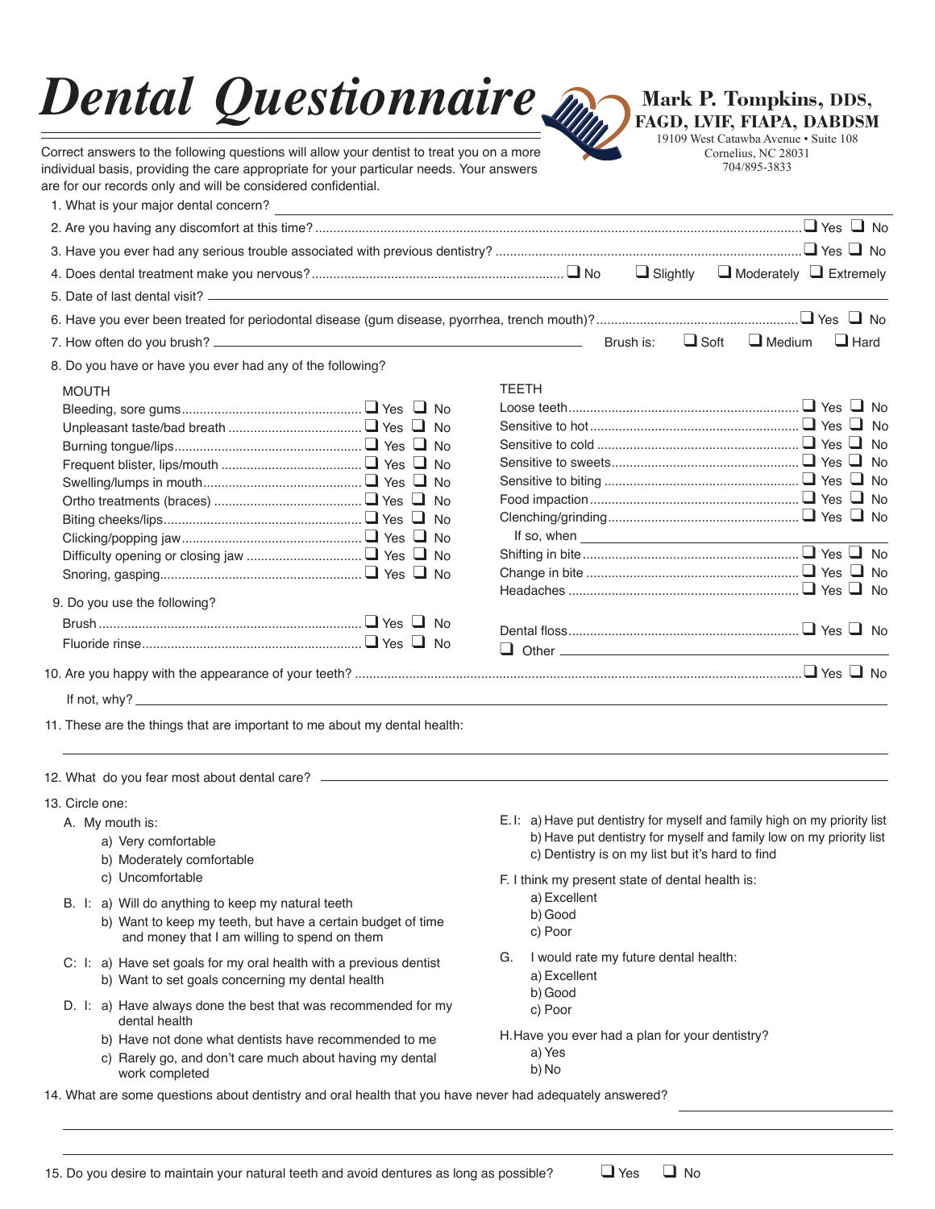# Dental Questionnaire

**Mark P. Tompkins, DDS, FAGD, LVIF, FIAPA, DABDSM**
19109 West Catawba Avenue • Suite 108
Cornelius, NC 28031
704/895-3833

Correct answers to the following questions will allow your dentist to treat you on a more individual basis, providing the care appropriate for your particular needs. Your answers are for our records only and will be considered confidential.

1. What is your major dental concern? ______________________________
2. Are you having any discomfort at this time? ❑ Yes ❑ No
3. Have you ever had any serious trouble associated with previous dentistry? ❑ Yes ❑ No
4. Does dental treatment make you nervous? ❑ No ❑ Slightly ❑ Moderately ❑ Extremely
5. Date of last dental visit? ______________________________
6. Have you ever been treated for periodontal disease (gum disease, pyorrhea, trench mouth)? ❑ Yes ❑ No
7. How often do you brush? ______________________________ Brush is: ❑ Soft ❑ Medium ❑ Hard
8. Do you have or have you ever had any of the following?

**MOUTH**

- Bleeding, sore gums ❑ Yes ❑ No
- Unpleasant taste/bad breath ❑ Yes ❑ No
- Burning tongue/lips ❑ Yes ❑ No
- Frequent blister, lips/mouth ❑ Yes ❑ No
- Swelling/lumps in mouth ❑ Yes ❑ No
- Ortho treatments (braces) ❑ Yes ❑ No
- Biting cheeks/lips ❑ Yes ❑ No
- Clicking/popping jaw ❑ Yes ❑ No
- Difficulty opening or closing jaw ❑ Yes ❑ No
- Snoring, gasping ❑ Yes ❑ No

**TEETH**

- Loose teeth ❑ Yes ❑ No
- Sensitive to hot ❑ Yes ❑ No
- Sensitive to cold ❑ Yes ❑ No
- Sensitive to sweets ❑ Yes ❑ No
- Sensitive to biting ❑ Yes ❑ No
- Food impaction ❑ Yes ❑ No
- Clenching/grinding ❑ Yes ❑ No
  - If so, when ______________________________
- Shifting in bite ❑ Yes ❑ No
- Change in bite ❑ Yes ❑ No
- Headaches ❑ Yes ❑ No

9. Do you use the following?

- Brush ❑ Yes ❑ No
- Fluoride rinse ❑ Yes ❑ No
- Dental floss ❑ Yes ❑ No
- ❑ Other ______________________________

10. Are you happy with the appearance of your teeth? ❑ Yes ❑ No
    If not, why? ______________________________
11. These are the things that are important to me about my dental health:
    ______________________________
12. What do you fear most about dental care? ______________________________
13. Circle one:

A. My mouth is:
   a) Very comfortable
   b) Moderately comfortable
   c) Uncomfortable

B. I: a) Will do anything to keep my natural teeth
   b) Want to keep my teeth, but have a certain budget of time and money that I am willing to spend on them

C: I: a) Have set goals for my oral health with a previous dentist
   b) Want to set goals concerning my dental health

D. I: a) Have always done the best that was recommended for my dental health
   b) Have not done what dentists have recommended to me
   c) Rarely go, and don't care much about having my dental work completed

E. I: a) Have put dentistry for myself and family high on my priority list
   b) Have put dentistry for myself and family low on my priority list
   c) Dentistry is on my list but it's hard to find

F. I think my present state of dental health is:
   a) Excellent
   b) Good
   c) Poor

G. I would rate my future dental health:
   a) Excellent
   b) Good
   c) Poor

H. Have you ever had a plan for your dentistry?
   a) Yes
   b) No

14. What are some questions about dentistry and oral health that you have never had adequately answered?
    ______________________________
    ______________________________
15. Do you desire to maintain your natural teeth and avoid dentures as long as possible? ❑ Yes ❑ No